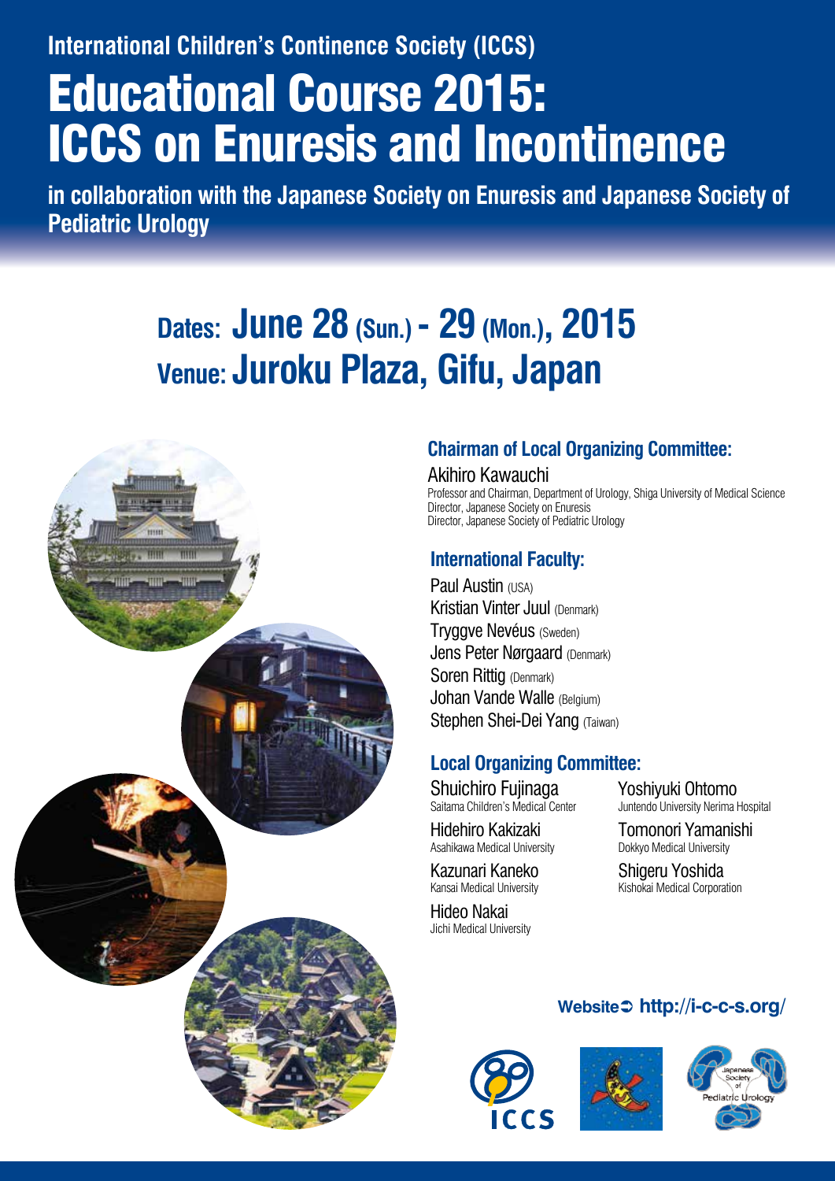International Children's Continence Society (ICCS)

# Educational Course 2015: ICCS on Enuresis and Incontinence

**in collaboration with the Japanese Society on Enuresis and Japanese Society of Pediatric Urology**

## Dates: June 28 (Sun.) - 29 (Mon.), 2015
## Venue: Juroku Plaza, Gifu, Japan

### Chairman of Local Organizing Committee:

Akihiro Kawauchi
Professor and Chairman, Department of Urology, Shiga University of Medical Science
Director, Japanese Society on Enuresis
Director, Japanese Society of Pediatric Urology

### International Faculty:

- Paul Austin (USA)
- Kristian Vinter Juul (Denmark)
- Tryggve Nevéus (Sweden)
- Jens Peter Nørgaard (Denmark)
- Soren Rittig (Denmark)
- Johan Vande Walle (Belgium)
- Stephen Shei-Dei Yang (Taiwan)

### Local Organizing Committee:

- Shuichiro Fujinaga
  Saitama Children's Medical Center
- Hidehiro Kakizaki
  Asahikawa Medical University
- Kazunari Kaneko
  Kansai Medical University
- Hideo Nakai
  Jichi Medical University
- Yoshiyuki Ohtomo
  Juntendo University Nerima Hospital
- Tomonori Yamanishi
  Dokkyo Medical University
- Shigeru Yoshida
  Kishokai Medical Corporation

**Website** http://i-c-c-s.org/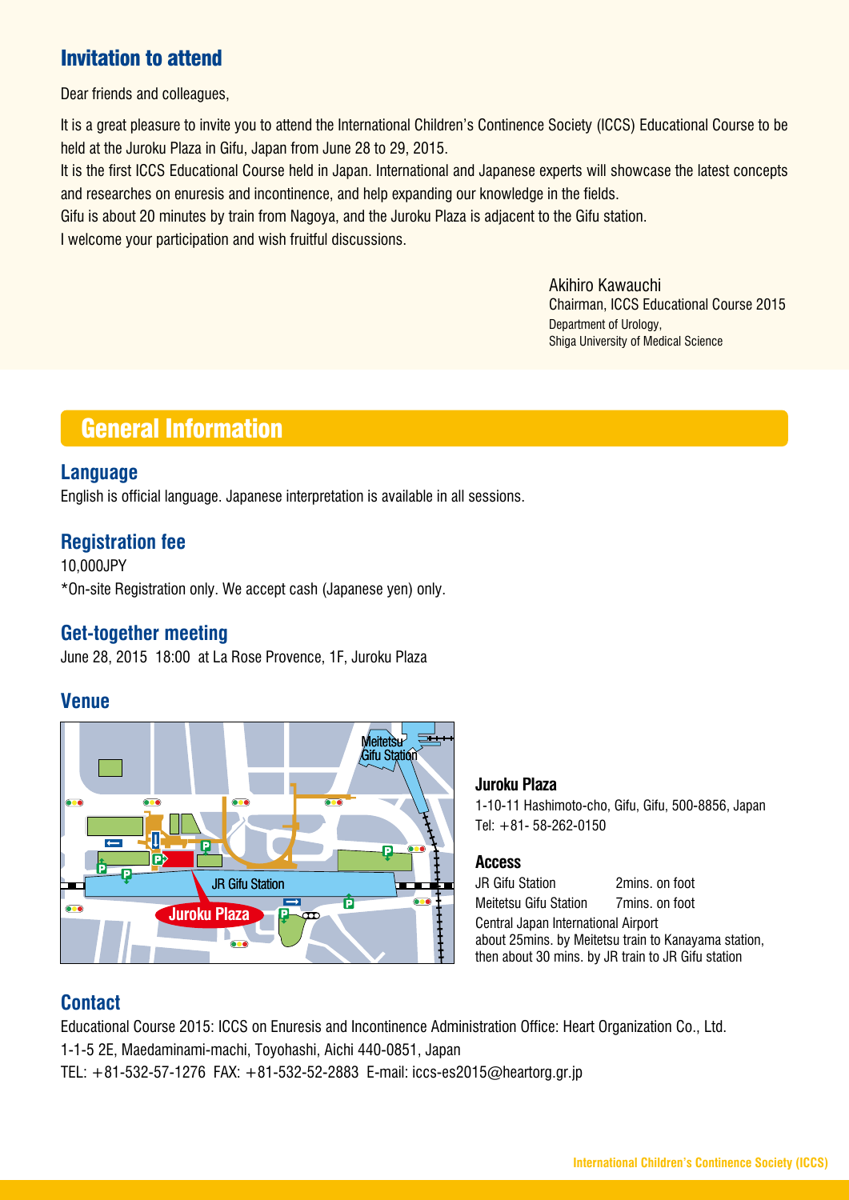## Invitation to attend

Dear friends and colleagues,

It is a great pleasure to invite you to attend the International Children's Continence Society (ICCS) Educational Course to be held at the Juroku Plaza in Gifu, Japan from June 28 to 29, 2015.

It is the first ICCS Educational Course held in Japan. International and Japanese experts will showcase the latest concepts and researches on enuresis and incontinence, and help expanding our knowledge in the fields.

Gifu is about 20 minutes by train from Nagoya, and the Juroku Plaza is adjacent to the Gifu station.

I welcome your participation and wish fruitful discussions.

Akihiro Kawauchi
Chairman, ICCS Educational Course 2015
Department of Urology,
Shiga University of Medical Science

# General Information

### Language

English is official language. Japanese interpretation is available in all sessions.

### Registration fee

10,000JPY

*On-site Registration only. We accept cash (Japanese yen) only.

### Get-together meeting

June 28, 2015 18:00 at La Rose Provence, 1F, Juroku Plaza

### Venue

**Juroku Plaza**

1-10-11 Hashimoto-cho, Gifu, Gifu, 500-8856, Japan
Tel: +81- 58-262-0150

**Access**

JR Gifu Station 2mins. on foot
Meitetsu Gifu Station 7mins. on foot
Central Japan International Airport
about 25mins. by Meitetsu train to Kanayama station, then about 30 mins. by JR train to JR Gifu station

### Contact

Educational Course 2015: ICCS on Enuresis and Incontinence Administration Office: Heart Organization Co., Ltd.
1-1-5 2E, Maedaminami-machi, Toyohashi, Aichi 440-0851, Japan
TEL: +81-532-57-1276 FAX: +81-532-52-2883 E-mail: iccs-es2015@heartorg.gr.jp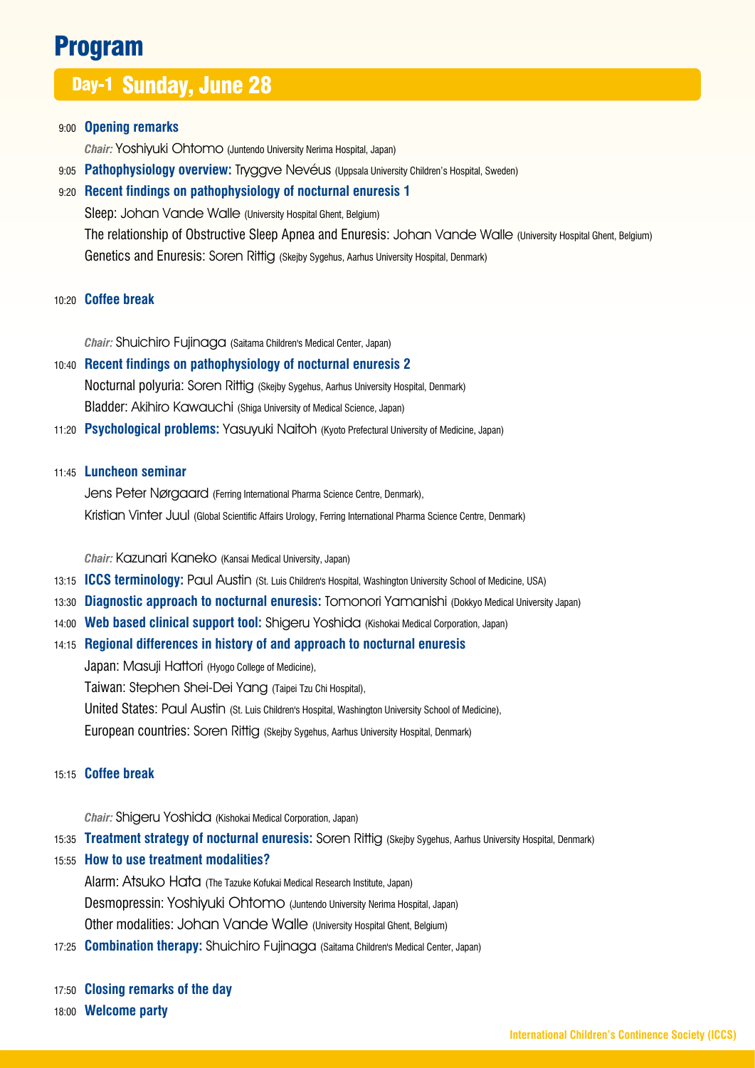# Program

## Day-1 Sunday, June 28

9:00 **Opening remarks**

*Chair:* Yoshiyuki Ohtomo (Juntendo University Nerima Hospital, Japan)

9:05 **Pathophysiology overview:** Tryggve Nevéus (Uppsala University Children's Hospital, Sweden)

9:20 **Recent findings on pathophysiology of nocturnal enuresis 1**

Sleep: Johan Vande Walle (University Hospital Ghent, Belgium)

The relationship of Obstructive Sleep Apnea and Enuresis: Johan Vande Walle (University Hospital Ghent, Belgium)

Genetics and Enuresis: Soren Rittig (Skejby Sygehus, Aarhus University Hospital, Denmark)

10:20 **Coffee break**

*Chair:* Shuichiro Fujinaga (Saitama Children's Medical Center, Japan)

10:40 **Recent findings on pathophysiology of nocturnal enuresis 2**

Nocturnal polyuria: Soren Rittig (Skejby Sygehus, Aarhus University Hospital, Denmark)

Bladder: Akihiro Kawauchi (Shiga University of Medical Science, Japan)

11:20 **Psychological problems:** Yasuyuki Naitoh (Kyoto Prefectural University of Medicine, Japan)

11:45 **Luncheon seminar**

Jens Peter Nørgaard (Ferring International Pharma Science Centre, Denmark),

Kristian Vinter Juul (Global Scientific Affairs Urology, Ferring International Pharma Science Centre, Denmark)

*Chair:* Kazunari Kaneko (Kansai Medical University, Japan)

13:15 **ICCS terminology:** Paul Austin (St. Luis Children's Hospital, Washington University School of Medicine, USA)

13:30 **Diagnostic approach to nocturnal enuresis:** Tomonori Yamanishi (Dokkyo Medical University Japan)

14:00 **Web based clinical support tool:** Shigeru Yoshida (Kishokai Medical Corporation, Japan)

14:15 **Regional differences in history of and approach to nocturnal enuresis**

Japan: Masuji Hattori (Hyogo College of Medicine),

Taiwan: Stephen Shei-Dei Yang (Taipei Tzu Chi Hospital),

United States: Paul Austin (St. Luis Children's Hospital, Washington University School of Medicine),

European countries: Soren Rittig (Skejby Sygehus, Aarhus University Hospital, Denmark)

15:15 **Coffee break**

*Chair:* Shigeru Yoshida (Kishokai Medical Corporation, Japan)

15:35 **Treatment strategy of nocturnal enuresis:** Soren Rittig (Skejby Sygehus, Aarhus University Hospital, Denmark)

15:55 **How to use treatment modalities?**

Alarm: Atsuko Hata (The Tazuke Kofukai Medical Research Institute, Japan)

Desmopressin: Yoshiyuki Ohtomo (Juntendo University Nerima Hospital, Japan)

Other modalities: Johan Vande Walle (University Hospital Ghent, Belgium)

17:25 **Combination therapy:** Shuichiro Fujinaga (Saitama Children's Medical Center, Japan)

17:50 **Closing remarks of the day**

18:00 **Welcome party**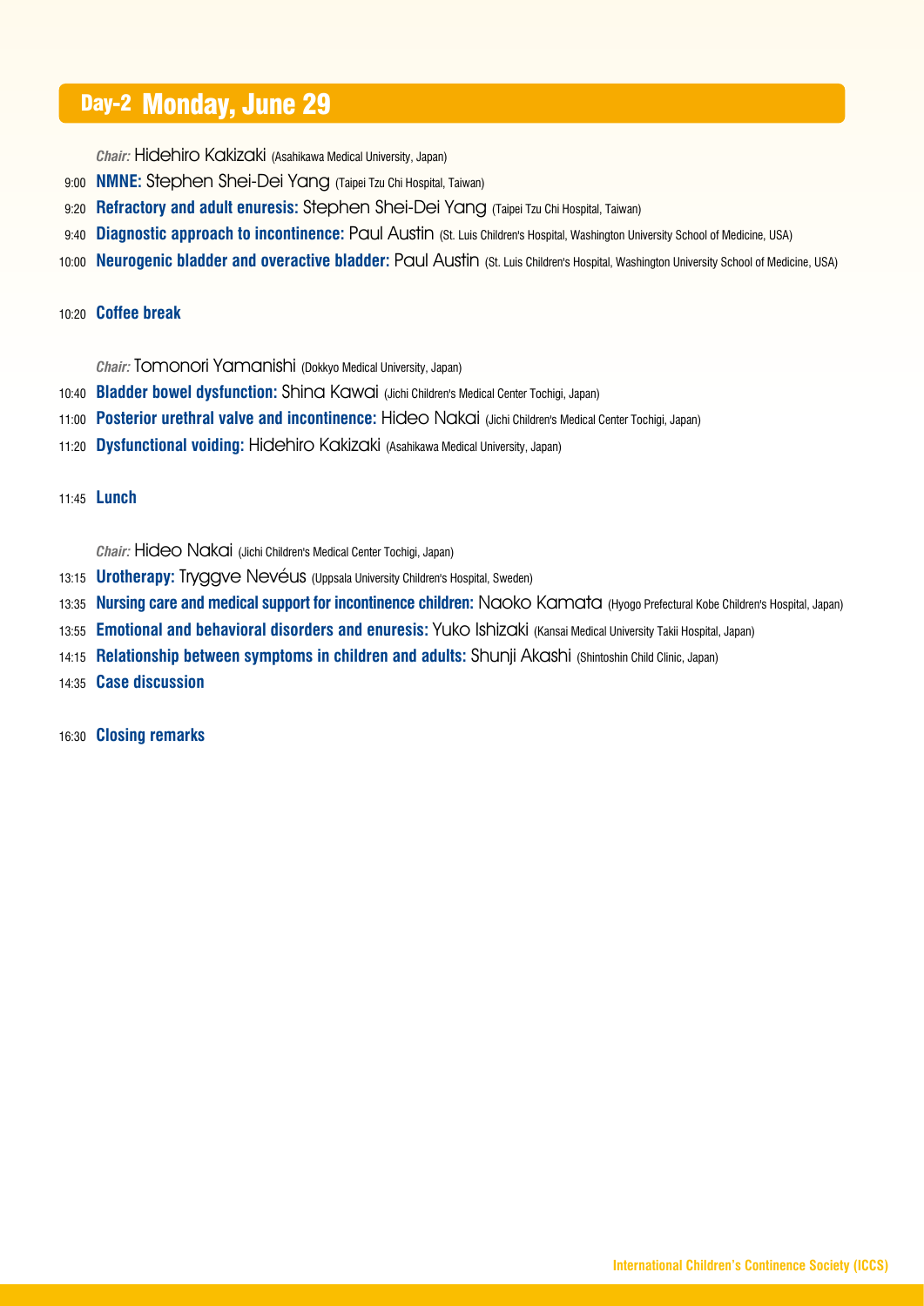## Day-2 Monday, June 29

*Chair:* Hidehiro Kakizaki (Asahikawa Medical University, Japan)

9:00 **NMNE:** Stephen Shei-Dei Yang (Taipei Tzu Chi Hospital, Taiwan)

9:20 **Refractory and adult enuresis:** Stephen Shei-Dei Yang (Taipei Tzu Chi Hospital, Taiwan)

9:40 **Diagnostic approach to incontinence:** Paul Austin (St. Luis Children's Hospital, Washington University School of Medicine, USA)

10:00 **Neurogenic bladder and overactive bladder:** Paul Austin (St. Luis Children's Hospital, Washington University School of Medicine, USA)

10:20 **Coffee break**

*Chair:* Tomonori Yamanishi (Dokkyo Medical University, Japan)

10:40 **Bladder bowel dysfunction:** Shina Kawai (Jichi Children's Medical Center Tochigi, Japan)

11:00 **Posterior urethral valve and incontinence:** Hideo Nakai (Jichi Children's Medical Center Tochigi, Japan)

11:20 **Dysfunctional voiding:** Hidehiro Kakizaki (Asahikawa Medical University, Japan)

11:45 **Lunch**

*Chair:* Hideo Nakai (Jichi Children's Medical Center Tochigi, Japan)

13:15 **Urotherapy:** Tryggve Nevéus (Uppsala University Children's Hospital, Sweden)

13:35 **Nursing care and medical support for incontinence children:** Naoko Kamata (Hyogo Prefectural Kobe Children's Hospital, Japan)

13:55 **Emotional and behavioral disorders and enuresis:** Yuko Ishizaki (Kansai Medical University Takii Hospital, Japan)

14:15 **Relationship between symptoms in children and adults:** Shunji Akashi (Shintoshin Child Clinic, Japan)

14:35 **Case discussion**

16:30 **Closing remarks**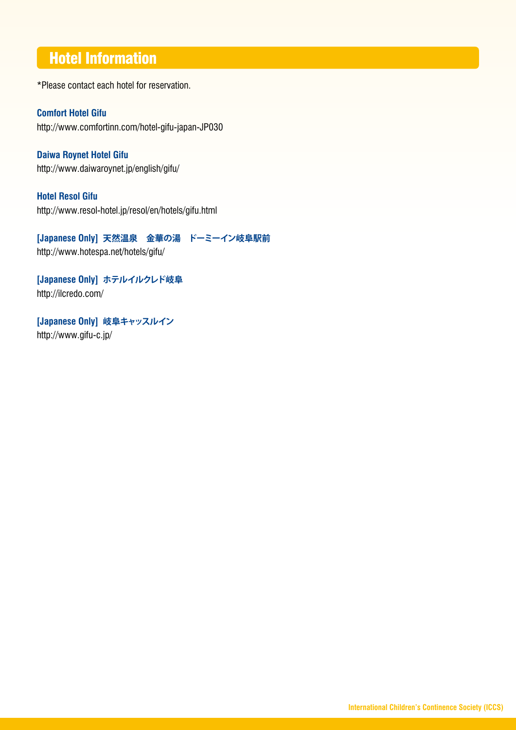## Hotel Information

*Please contact each hotel for reservation.

**Comfort Hotel Gifu**
http://www.comfortinn.com/hotel-gifu-japan-JP030

**Daiwa Roynet Hotel Gifu**
http://www.daiwaroynet.jp/english/gifu/

**Hotel Resol Gifu**
http://www.resol-hotel.jp/resol/en/hotels/gifu.html

**[Japanese Only] 天然温泉　金華の湯　ドーミーイン岐阜駅前**
http://www.hotespa.net/hotels/gifu/

**[Japanese Only] ホテルイルクレド岐阜**
http://ilcredo.com/

**[Japanese Only] 岐阜キャッスルイン**
http://www.gifu-c.jp/